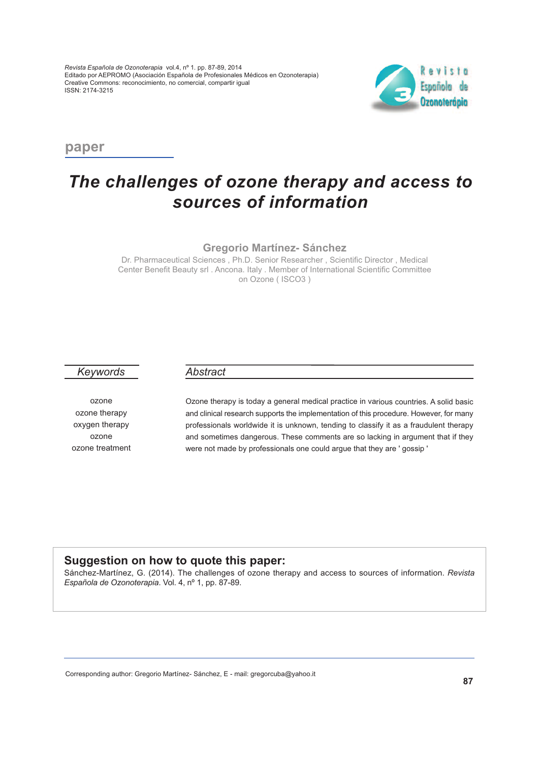paper

# The challenges of ozone therapy and access to sources of information

**Gregorio Martínez- Sánchez**

Dr. Pharmaceutical Sciences , Ph.D. Senior Researcher , Scientific Director , Medical Center Benefit Beauty srl . Ancona. Italy . Member of International Scientific Committee on Ozone ( ISCO3 )

## Keywords

ozone
ozone therapy
oxygen therapy
ozone
ozone treatment

## Abstract

Ozone therapy is today a general medical practice in various countries. A solid basic and clinical research supports the implementation of this procedure. However, for many professionals worldwide it is unknown, tending to classify it as a fraudulent therapy and sometimes dangerous. These comments are so lacking in argument that if they were not made by professionals one could argue that they are ' gossip '

## Suggestion on how to quote this paper:

Sánchez-Martínez, G. (2014). The challenges of ozone therapy and access to sources of information. *Revista Española de Ozonoterapia*. Vol. 4, nº 1, pp. 87-89.

Corresponding author: Gregorio Martínez- Sánchez, E - mail: gregorcuba@yahoo.it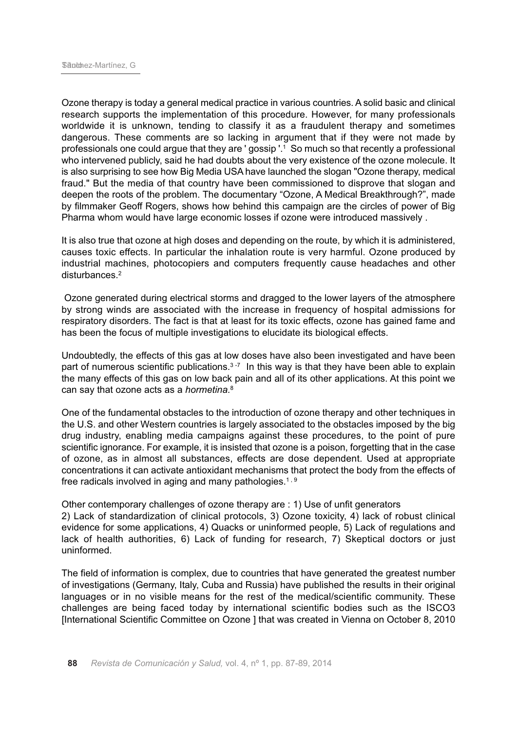Ozone therapy is today a general medical practice in various countries. A solid basic and clinical research supports the implementation of this procedure. However, for many professionals worldwide it is unknown, tending to classify it as a fraudulent therapy and sometimes dangerous. These comments are so lacking in argument that if they were not made by professionals one could argue that they are ' gossip '.[1] So much so that recently a professional who intervened publicly, said he had doubts about the very existence of the ozone molecule. It is also surprising to see how Big Media USA have launched the slogan "Ozone therapy, medical fraud." But the media of that country have been commissioned to disprove that slogan and deepen the roots of the problem. The documentary “Ozone, A Medical Breakthrough?”, made by filmmaker Geoff Rogers, shows how behind this campaign are the circles of power of Big Pharma whom would have large economic losses if ozone were introduced massively .

It is also true that ozone at high doses and depending on the route, by which it is administered, causes toxic effects. In particular the inhalation route is very harmful. Ozone produced by industrial machines, photocopiers and computers frequently cause headaches and other disturbances.[2]

Ozone generated during electrical storms and dragged to the lower layers of the atmosphere by strong winds are associated with the increase in frequency of hospital admissions for respiratory disorders. The fact is that at least for its toxic effects, ozone has gained fame and has been the focus of multiple investigations to elucidate its biological effects.

Undoubtedly, the effects of this gas at low doses have also been investigated and have been part of numerous scientific publications.[3-7] In this way is that they have been able to explain the many effects of this gas on low back pain and all of its other applications. At this point we can say that ozone acts as a *hormetina*.[8]

One of the fundamental obstacles to the introduction of ozone therapy and other techniques in the U.S. and other Western countries is largely associated to the obstacles imposed by the big drug industry, enabling media campaigns against these procedures, to the point of pure scientific ignorance. For example, it is insisted that ozone is a poison, forgetting that in the case of ozone, as in almost all substances, effects are dose dependent. Used at appropriate concentrations it can activate antioxidant mechanisms that protect the body from the effects of free radicals involved in aging and many pathologies.[1,9]

Other contemporary challenges of ozone therapy are : 1) Use of unfit generators
2) Lack of standardization of clinical protocols, 3) Ozone toxicity, 4) lack of robust clinical evidence for some applications, 4) Quacks or uninformed people, 5) Lack of regulations and lack of health authorities, 6) Lack of funding for research, 7) Skeptical doctors or just uninformed.

The field of information is complex, due to countries that have generated the greatest number of investigations (Germany, Italy, Cuba and Russia) have published the results in their original languages or in no visible means for the rest of the medical/scientific community. These challenges are being faced today by international scientific bodies such as the ISCO3 [International Scientific Committee on Ozone ] that was created in Vienna on October 8, 2010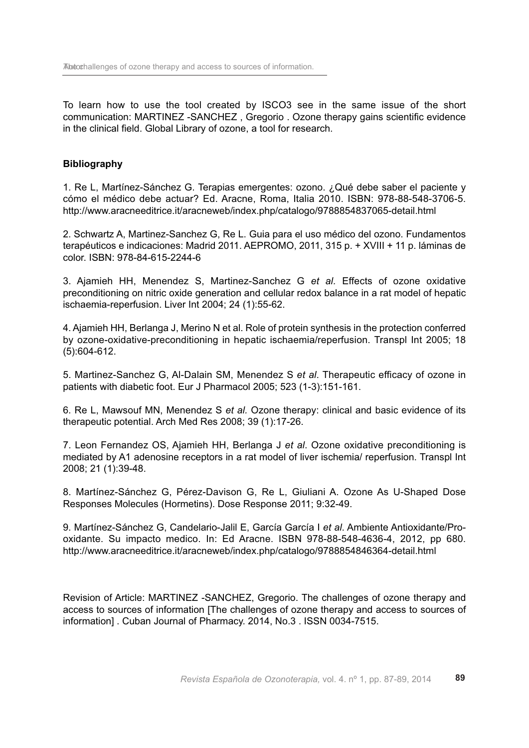To learn how to use the tool created by ISCO3 see in the same issue of the short communication: MARTINEZ -SANCHEZ , Gregorio . Ozone therapy gains scientific evidence in the clinical field. Global Library of ozone, a tool for research.

## Bibliography

1. Re L, Martínez-Sánchez G. Terapias emergentes: ozono. ¿Qué debe saber el paciente y cómo el médico debe actuar? Ed. Aracne, Roma, Italia 2010. ISBN: 978-88-548-3706-5. http://www.aracneeditrice.it/aracneweb/index.php/catalogo/9788854837065-detail.html

2. Schwartz A, Martinez-Sanchez G, Re L. Guia para el uso médico del ozono. Fundamentos terapéuticos e indicaciones: Madrid 2011. AEPROMO, 2011, 315 p. + XVIII + 11 p. láminas de color. ISBN: 978-84-615-2244-6

3. Ajamieh HH, Menendez S, Martinez-Sanchez G *et al.* Effects of ozone oxidative preconditioning on nitric oxide generation and cellular redox balance in a rat model of hepatic ischaemia-reperfusion. Liver Int 2004; 24 (1):55-62.

4. Ajamieh HH, Berlanga J, Merino N et al. Role of protein synthesis in the protection conferred by ozone-oxidative-preconditioning in hepatic ischaemia/reperfusion. Transpl Int 2005; 18 (5):604-612.

5. Martinez-Sanchez G, Al-Dalain SM, Menendez S *et al*. Therapeutic efficacy of ozone in patients with diabetic foot. Eur J Pharmacol 2005; 523 (1-3):151-161.

6. Re L, Mawsouf MN, Menendez S *et al.* Ozone therapy: clinical and basic evidence of its therapeutic potential. Arch Med Res 2008; 39 (1):17-26.

7. Leon Fernandez OS, Ajamieh HH, Berlanga J *et al*. Ozone oxidative preconditioning is mediated by A1 adenosine receptors in a rat model of liver ischemia/ reperfusion. Transpl Int 2008; 21 (1):39-48.

8. Martínez-Sánchez G, Pérez-Davison G, Re L, Giuliani A. Ozone As U-Shaped Dose Responses Molecules (Hormetins). Dose Response 2011; 9:32-49.

9. Martínez-Sánchez G, Candelario-Jalil E, García García I *et al.* Ambiente Antioxidante/Pro-oxidante. Su impacto medico. In: Ed Aracne. ISBN 978-88-548-4636-4, 2012, pp 680. http://www.aracneeditrice.it/aracneweb/index.php/catalogo/9788854846364-detail.html

Revision of Article: MARTINEZ -SANCHEZ, Gregorio. The challenges of ozone therapy and access to sources of information [The challenges of ozone therapy and access to sources of information] . Cuban Journal of Pharmacy. 2014, No.3 . ISSN 0034-7515.